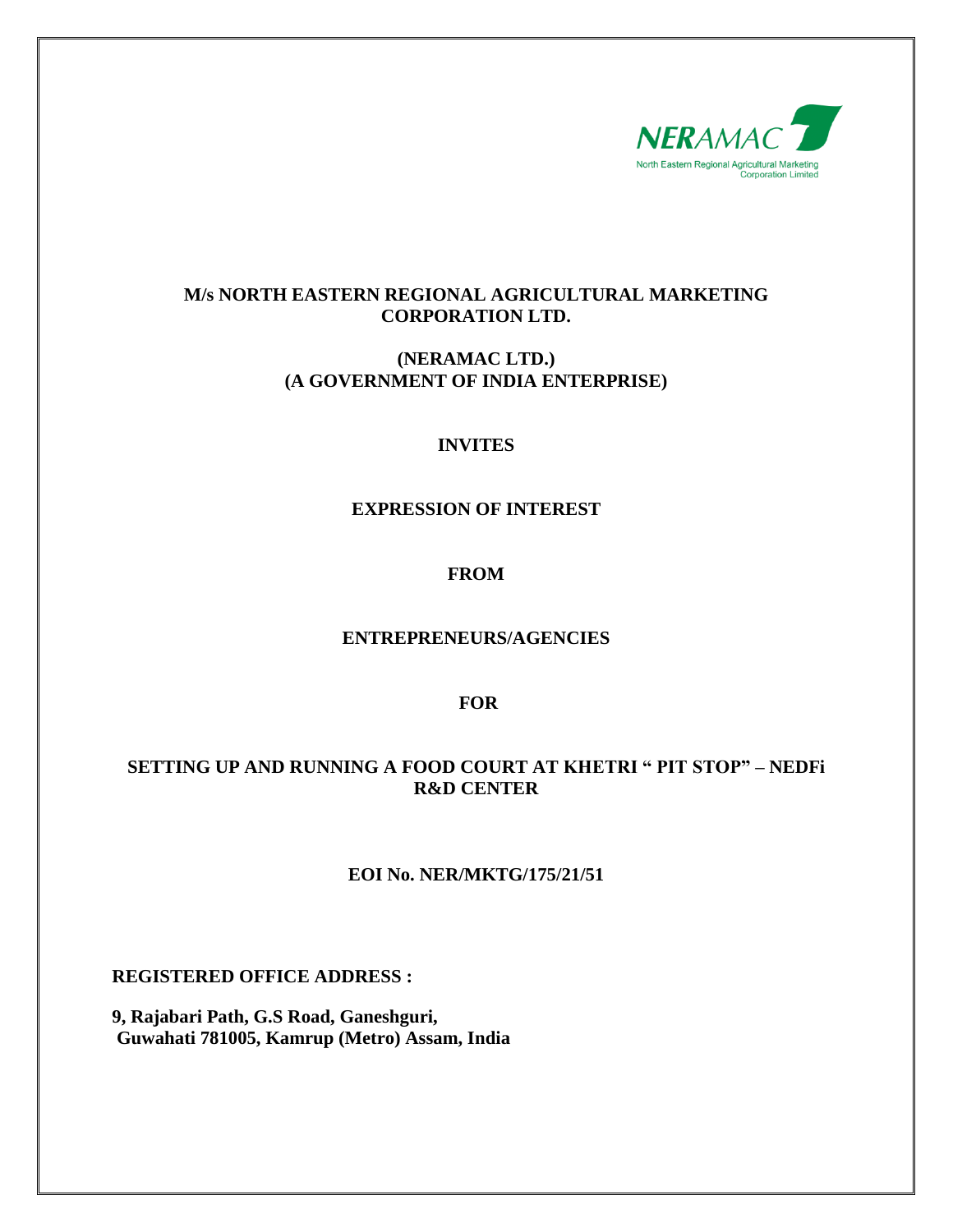NERAMAC

North Eastern Regional Agricultural Marketing Corporation Limited

# M/s NORTH EASTERN REGIONAL AGRICULTURAL MARKETING CORPORATION LTD.

## (NERAMAC LTD.)
## (A GOVERNMENT OF INDIA ENTERPRISE)

**INVITES**

**EXPRESSION OF INTEREST**

**FROM**

**ENTREPRENEURS/AGENCIES**

**FOR**

**SETTING UP AND RUNNING A FOOD COURT AT KHETRI " PIT STOP" – NEDFi R&D CENTER**

**EOI No. NER/MKTG/175/21/51**

**REGISTERED OFFICE ADDRESS :**

**9, Rajabari Path, G.S Road, Ganeshguri,**
**Guwahati 781005, Kamrup (Metro) Assam, India**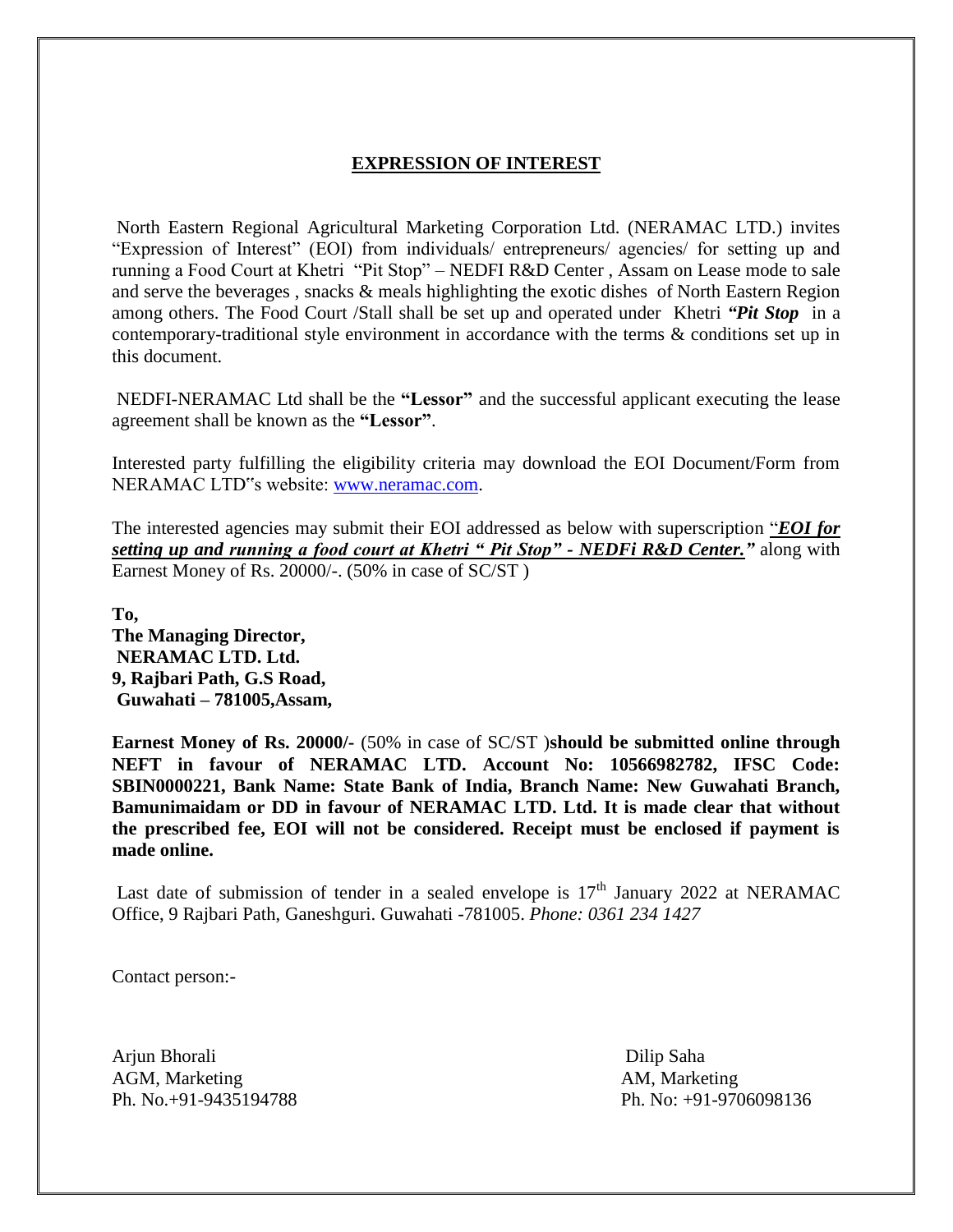# **EXPRESSION OF INTEREST**

North Eastern Regional Agricultural Marketing Corporation Ltd. (NERAMAC LTD.) invites "Expression of Interest" (EOI) from individuals/ entrepreneurs/ agencies/ for setting up and running a Food Court at Khetri "Pit Stop" – NEDFI R&D Center , Assam on Lease mode to sale and serve the beverages , snacks & meals highlighting the exotic dishes of North Eastern Region among others. The Food Court /Stall shall be set up and operated under Khetri ***"Pit Stop*** in a contemporary-traditional style environment in accordance with the terms & conditions set up in this document.

NEDFI-NERAMAC Ltd shall be the **"Lessor"** and the successful applicant executing the lease agreement shall be known as the **"Lessor"**.

Interested party fulfilling the eligibility criteria may download the EOI Document/Form from NERAMAC LTD"s website: www.neramac.com.

The interested agencies may submit their EOI addressed as below with superscription "***EOI for setting up and running a food court at Khetri " Pit Stop" - NEDFi R&D Center."*** along with Earnest Money of Rs. 20000/-. (50% in case of SC/ST )

**To,**
**The Managing Director,**
**NERAMAC LTD. Ltd.**
**9, Rajbari Path, G.S Road,**
**Guwahati – 781005,Assam,**

**Earnest Money of Rs. 20000/-** (50% in case of SC/ST )**should be submitted online through NEFT in favour of NERAMAC LTD. Account No: 10566982782, IFSC Code: SBIN0000221, Bank Name: State Bank of India, Branch Name: New Guwahati Branch, Bamunimaidam or DD in favour of NERAMAC LTD. Ltd. It is made clear that without the prescribed fee, EOI will not be considered. Receipt must be enclosed if payment is made online.**

Last date of submission of tender in a sealed envelope is 17th January 2022 at NERAMAC Office, 9 Rajbari Path, Ganeshguri. Guwahati -781005. *Phone: 0361 234 1427*

Contact person:-

Arjun Bhorali
AGM, Marketing
Ph. No.+91-9435194788

Dilip Saha
AM, Marketing
Ph. No: +91-9706098136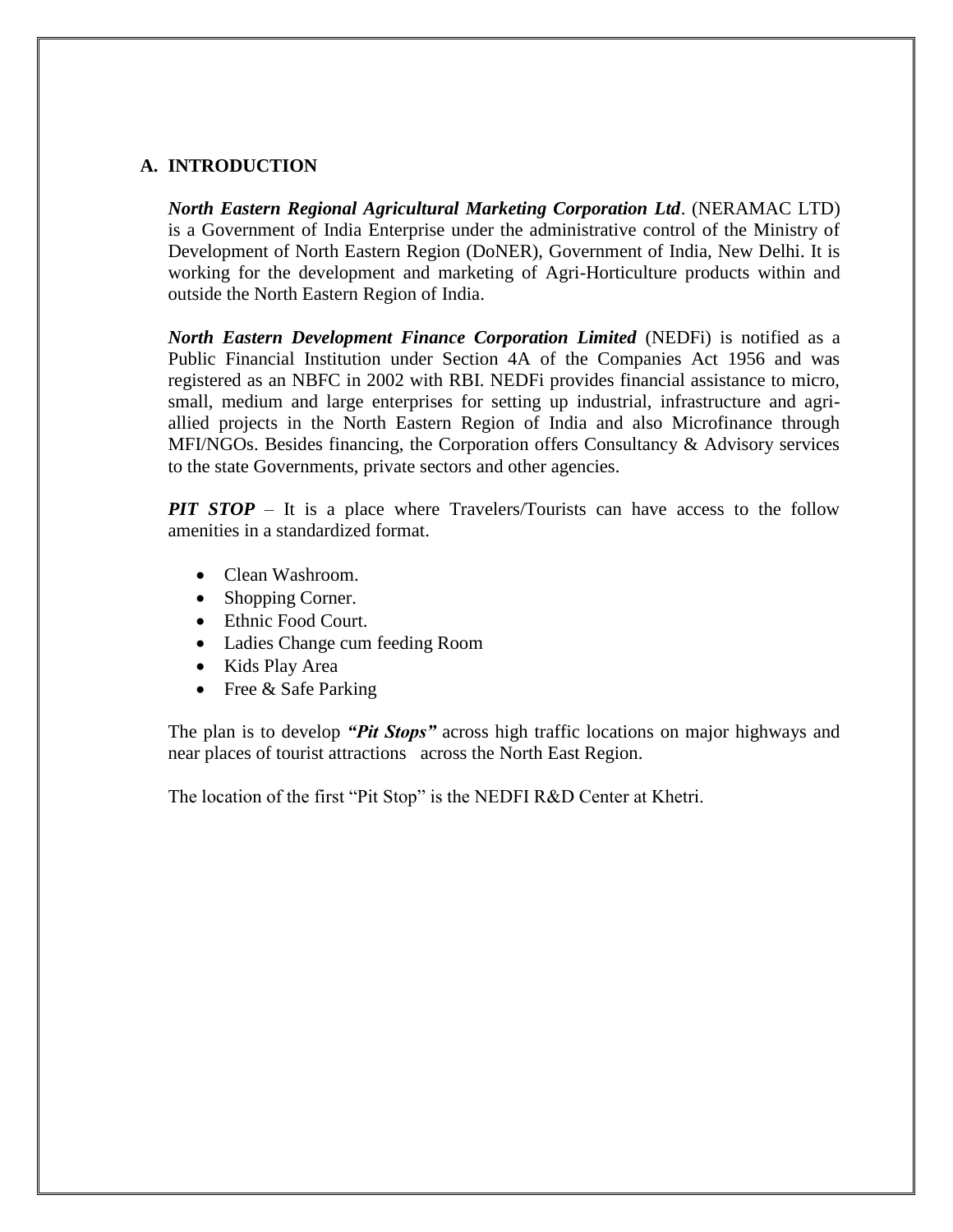## A. INTRODUCTION

***North Eastern Regional Agricultural Marketing Corporation Ltd***. (NERAMAC LTD) is a Government of India Enterprise under the administrative control of the Ministry of Development of North Eastern Region (DoNER), Government of India, New Delhi. It is working for the development and marketing of Agri-Horticulture products within and outside the North Eastern Region of India.

***North Eastern Development Finance Corporation Limited*** (NEDFi) is notified as a Public Financial Institution under Section 4A of the Companies Act 1956 and was registered as an NBFC in 2002 with RBI. NEDFi provides financial assistance to micro, small, medium and large enterprises for setting up industrial, infrastructure and agri-allied projects in the North Eastern Region of India and also Microfinance through MFI/NGOs. Besides financing, the Corporation offers Consultancy & Advisory services to the state Governments, private sectors and other agencies.

***PIT STOP*** – It is a place where Travelers/Tourists can have access to the follow amenities in a standardized format.

- Clean Washroom.
- Shopping Corner.
- Ethnic Food Court.
- Ladies Change cum feeding Room
- Kids Play Area
- Free & Safe Parking

The plan is to develop ***"Pit Stops"*** across high traffic locations on major highways and near places of tourist attractions across the North East Region.

The location of the first "Pit Stop" is the NEDFI R&D Center at Khetri.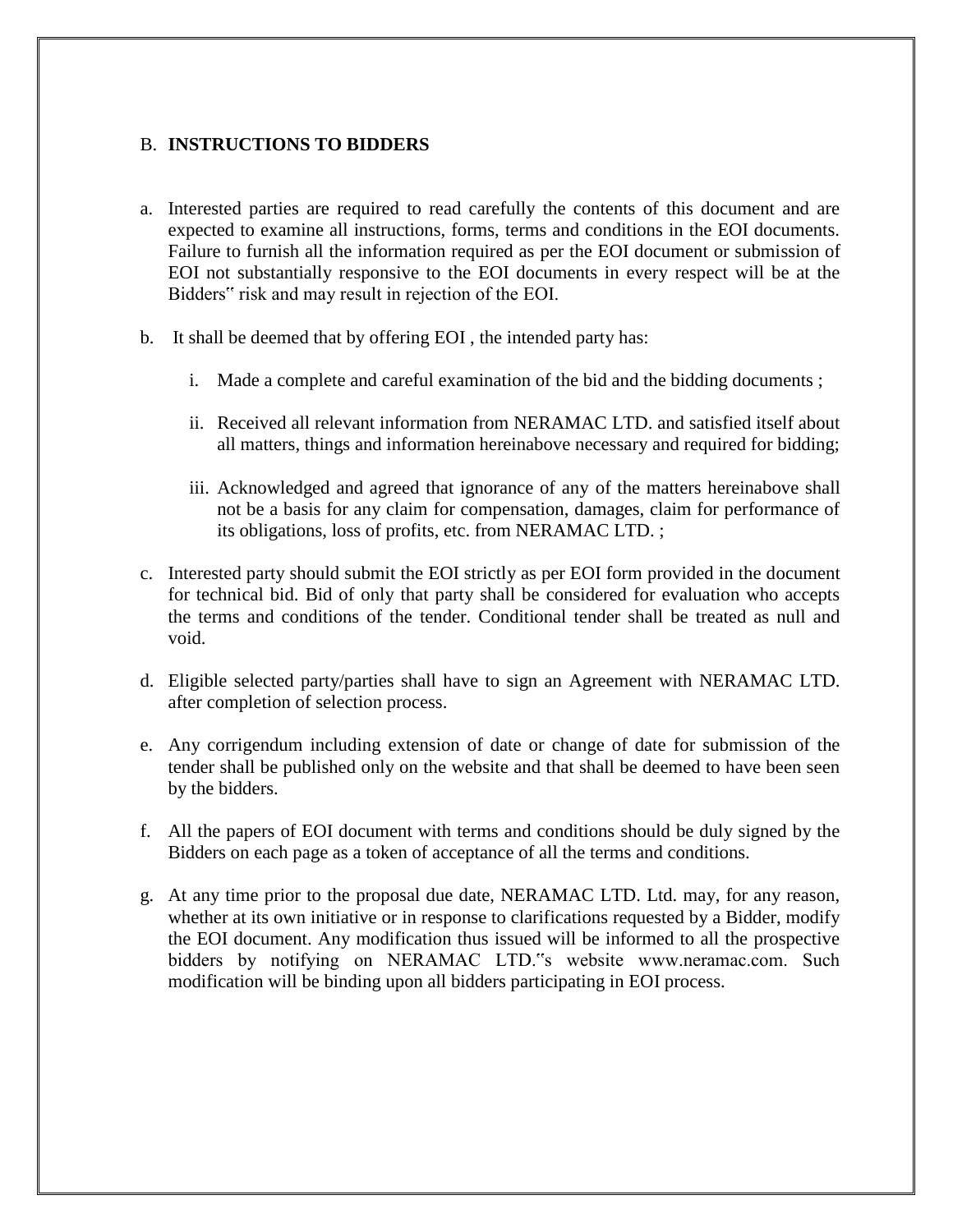## B. INSTRUCTIONS TO BIDDERS

a. Interested parties are required to read carefully the contents of this document and are expected to examine all instructions, forms, terms and conditions in the EOI documents. Failure to furnish all the information required as per the EOI document or submission of EOI not substantially responsive to the EOI documents in every respect will be at the Bidders‟ risk and may result in rejection of the EOI.

b. It shall be deemed that by offering EOI , the intended party has:

   i. Made a complete and careful examination of the bid and the bidding documents ;

   ii. Received all relevant information from NERAMAC LTD. and satisfied itself about all matters, things and information hereinabove necessary and required for bidding;

   iii. Acknowledged and agreed that ignorance of any of the matters hereinabove shall not be a basis for any claim for compensation, damages, claim for performance of its obligations, loss of profits, etc. from NERAMAC LTD. ;

c. Interested party should submit the EOI strictly as per EOI form provided in the document for technical bid. Bid of only that party shall be considered for evaluation who accepts the terms and conditions of the tender. Conditional tender shall be treated as null and void.

d. Eligible selected party/parties shall have to sign an Agreement with NERAMAC LTD. after completion of selection process.

e. Any corrigendum including extension of date or change of date for submission of the tender shall be published only on the website and that shall be deemed to have been seen by the bidders.

f. All the papers of EOI document with terms and conditions should be duly signed by the Bidders on each page as a token of acceptance of all the terms and conditions.

g. At any time prior to the proposal due date, NERAMAC LTD. Ltd. may, for any reason, whether at its own initiative or in response to clarifications requested by a Bidder, modify the EOI document. Any modification thus issued will be informed to all the prospective bidders by notifying on NERAMAC LTD.‟s website www.neramac.com. Such modification will be binding upon all bidders participating in EOI process.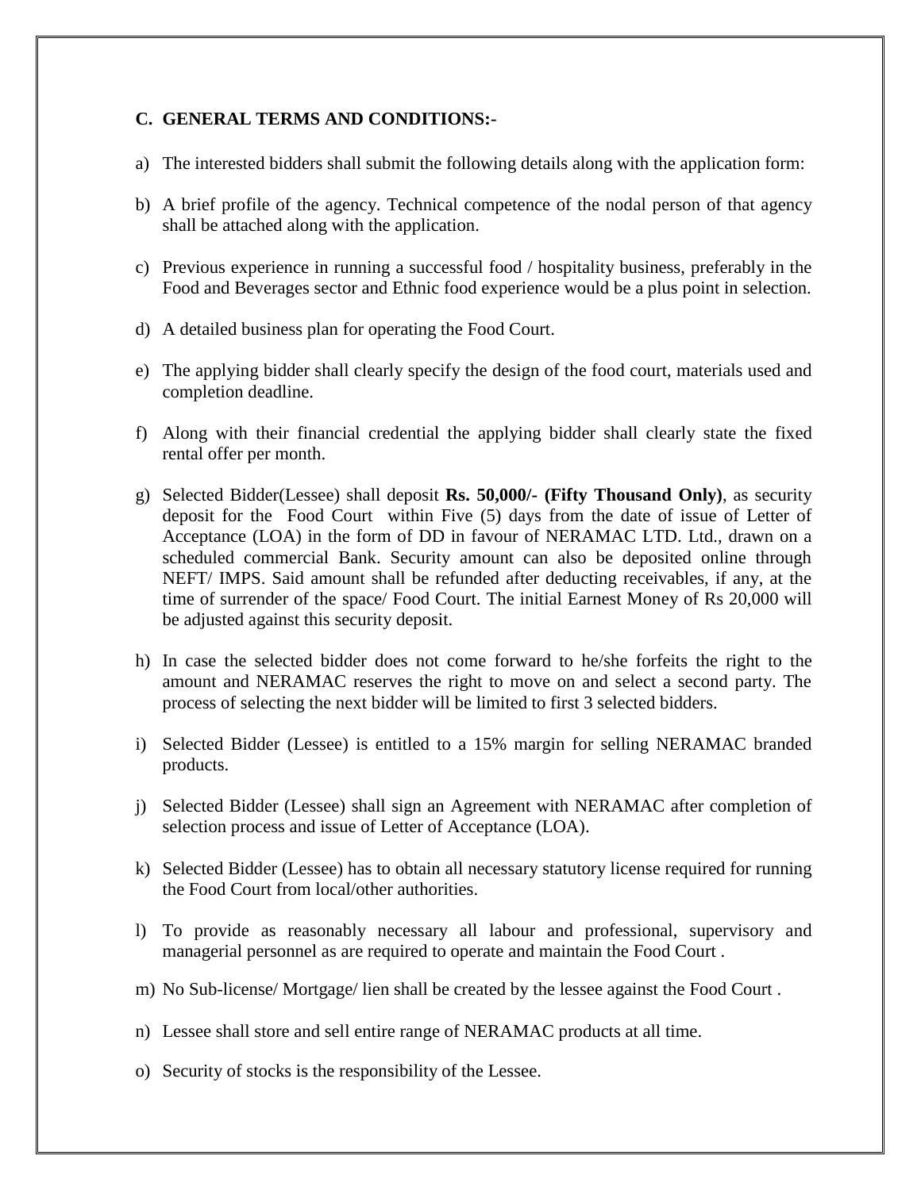### C. GENERAL TERMS AND CONDITIONS:-

a) The interested bidders shall submit the following details along with the application form:

b) A brief profile of the agency. Technical competence of the nodal person of that agency shall be attached along with the application.

c) Previous experience in running a successful food / hospitality business, preferably in the Food and Beverages sector and Ethnic food experience would be a plus point in selection.

d) A detailed business plan for operating the Food Court.

e) The applying bidder shall clearly specify the design of the food court, materials used and completion deadline.

f) Along with their financial credential the applying bidder shall clearly state the fixed rental offer per month.

g) Selected Bidder(Lessee) shall deposit **Rs. 50,000/- (Fifty Thousand Only)**, as security deposit for the Food Court within Five (5) days from the date of issue of Letter of Acceptance (LOA) in the form of DD in favour of NERAMAC LTD. Ltd., drawn on a scheduled commercial Bank. Security amount can also be deposited online through NEFT/ IMPS. Said amount shall be refunded after deducting receivables, if any, at the time of surrender of the space/ Food Court. The initial Earnest Money of Rs 20,000 will be adjusted against this security deposit.

h) In case the selected bidder does not come forward to he/she forfeits the right to the amount and NERAMAC reserves the right to move on and select a second party. The process of selecting the next bidder will be limited to first 3 selected bidders.

i) Selected Bidder (Lessee) is entitled to a 15% margin for selling NERAMAC branded products.

j) Selected Bidder (Lessee) shall sign an Agreement with NERAMAC after completion of selection process and issue of Letter of Acceptance (LOA).

k) Selected Bidder (Lessee) has to obtain all necessary statutory license required for running the Food Court from local/other authorities.

l) To provide as reasonably necessary all labour and professional, supervisory and managerial personnel as are required to operate and maintain the Food Court .

m) No Sub-license/ Mortgage/ lien shall be created by the lessee against the Food Court .

n) Lessee shall store and sell entire range of NERAMAC products at all time.

o) Security of stocks is the responsibility of the Lessee.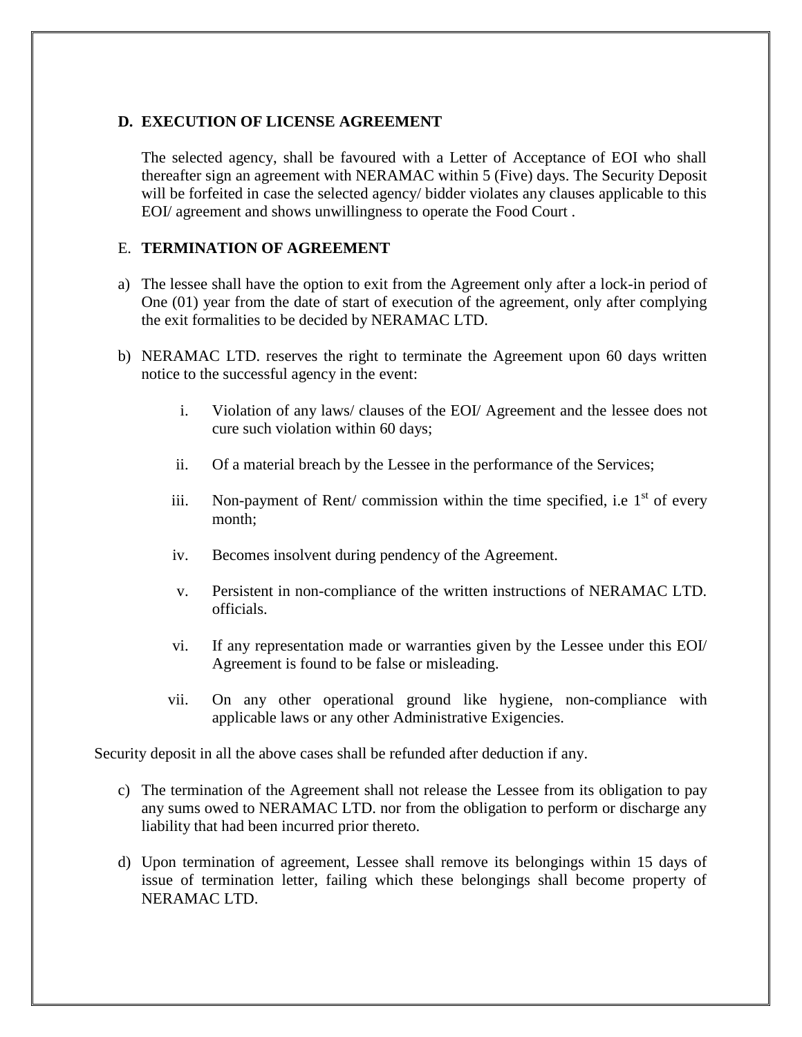## D. EXECUTION OF LICENSE AGREEMENT

The selected agency, shall be favoured with a Letter of Acceptance of EOI who shall thereafter sign an agreement with NERAMAC within 5 (Five) days. The Security Deposit will be forfeited in case the selected agency/ bidder violates any clauses applicable to this EOI/ agreement and shows unwillingness to operate the Food Court .

## E. TERMINATION OF AGREEMENT

a) The lessee shall have the option to exit from the Agreement only after a lock-in period of One (01) year from the date of start of execution of the agreement, only after complying the exit formalities to be decided by NERAMAC LTD.

b) NERAMAC LTD. reserves the right to terminate the Agreement upon 60 days written notice to the successful agency in the event:

   i. Violation of any laws/ clauses of the EOI/ Agreement and the lessee does not cure such violation within 60 days;

   ii. Of a material breach by the Lessee in the performance of the Services;

   iii. Non-payment of Rent/ commission within the time specified, i.e 1st of every month;

   iv. Becomes insolvent during pendency of the Agreement.

   v. Persistent in non-compliance of the written instructions of NERAMAC LTD. officials.

   vi. If any representation made or warranties given by the Lessee under this EOI/ Agreement is found to be false or misleading.

   vii. On any other operational ground like hygiene, non-compliance with applicable laws or any other Administrative Exigencies.

Security deposit in all the above cases shall be refunded after deduction if any.

c) The termination of the Agreement shall not release the Lessee from its obligation to pay any sums owed to NERAMAC LTD. nor from the obligation to perform or discharge any liability that had been incurred prior thereto.

d) Upon termination of agreement, Lessee shall remove its belongings within 15 days of issue of termination letter, failing which these belongings shall become property of NERAMAC LTD.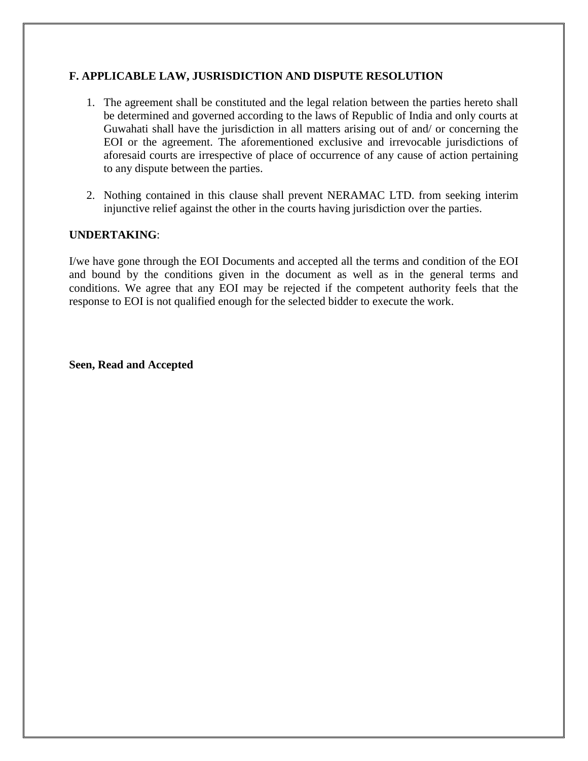**F. APPLICABLE LAW, JUSRISDICTION AND DISPUTE RESOLUTION**

1. The agreement shall be constituted and the legal relation between the parties hereto shall be determined and governed according to the laws of Republic of India and only courts at Guwahati shall have the jurisdiction in all matters arising out of and/ or concerning the EOI or the agreement. The aforementioned exclusive and irrevocable jurisdictions of aforesaid courts are irrespective of place of occurrence of any cause of action pertaining to any dispute between the parties.

2. Nothing contained in this clause shall prevent NERAMAC LTD. from seeking interim injunctive relief against the other in the courts having jurisdiction over the parties.

**UNDERTAKING**:

I/we have gone through the EOI Documents and accepted all the terms and condition of the EOI and bound by the conditions given in the document as well as in the general terms and conditions. We agree that any EOI may be rejected if the competent authority feels that the response to EOI is not qualified enough for the selected bidder to execute the work.

**Seen, Read and Accepted**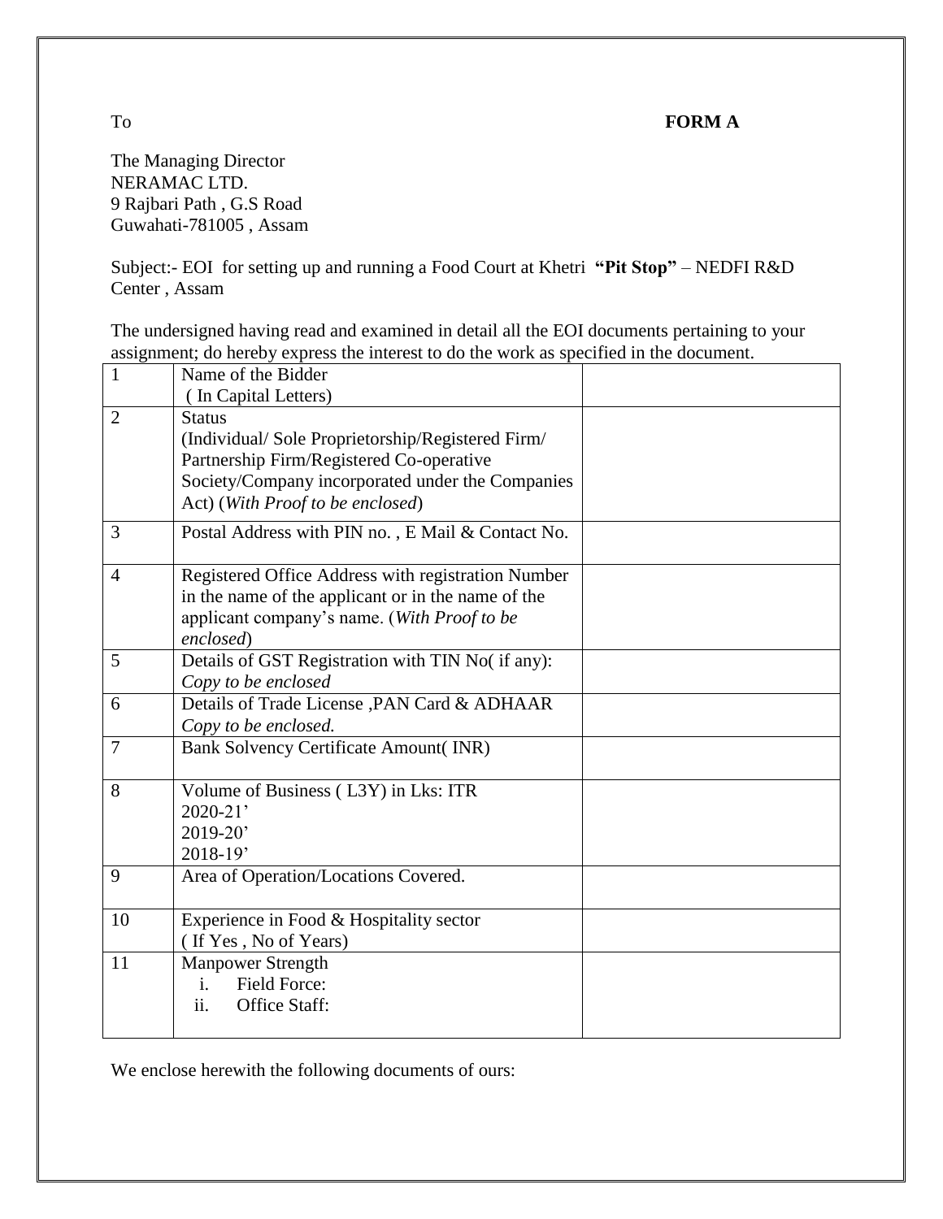To **FORM A**

The Managing Director
NERAMAC LTD.
9 Rajbari Path , G.S Road
Guwahati-781005 , Assam

Subject:- EOI for setting up and running a Food Court at Khetri **"Pit Stop"** – NEDFI R&D Center , Assam

The undersigned having read and examined in detail all the EOI documents pertaining to your assignment; do hereby express the interest to do the work as specified in the document.

| | | |
|---|---|---|
| 1 | Name of the Bidder<br>( In Capital Letters) | |
| 2 | Status<br>(Individual/ Sole Proprietorship/Registered Firm/ Partnership Firm/Registered Co-operative Society/Company incorporated under the Companies Act) (*With Proof to be enclosed*) | |
| 3 | Postal Address with PIN no. , E Mail & Contact No. | |
| 4 | Registered Office Address with registration Number in the name of the applicant or in the name of the applicant company's name. (*With Proof to be enclosed*) | |
| 5 | Details of GST Registration with TIN No( if any):<br>*Copy to be enclosed* | |
| 6 | Details of Trade License ,PAN Card & ADHAAR<br>*Copy to be enclosed.* | |
| 7 | Bank Solvency Certificate Amount( INR) | |
| 8 | Volume of Business ( L3Y) in Lks: ITR<br>2020-21'<br>2019-20'<br>2018-19' | |
| 9 | Area of Operation/Locations Covered. | |
| 10 | Experience in Food & Hospitality sector<br>( If Yes , No of Years) | |
| 11 | Manpower Strength<br>i. Field Force:<br>ii. Office Staff: | |

We enclose herewith the following documents of ours: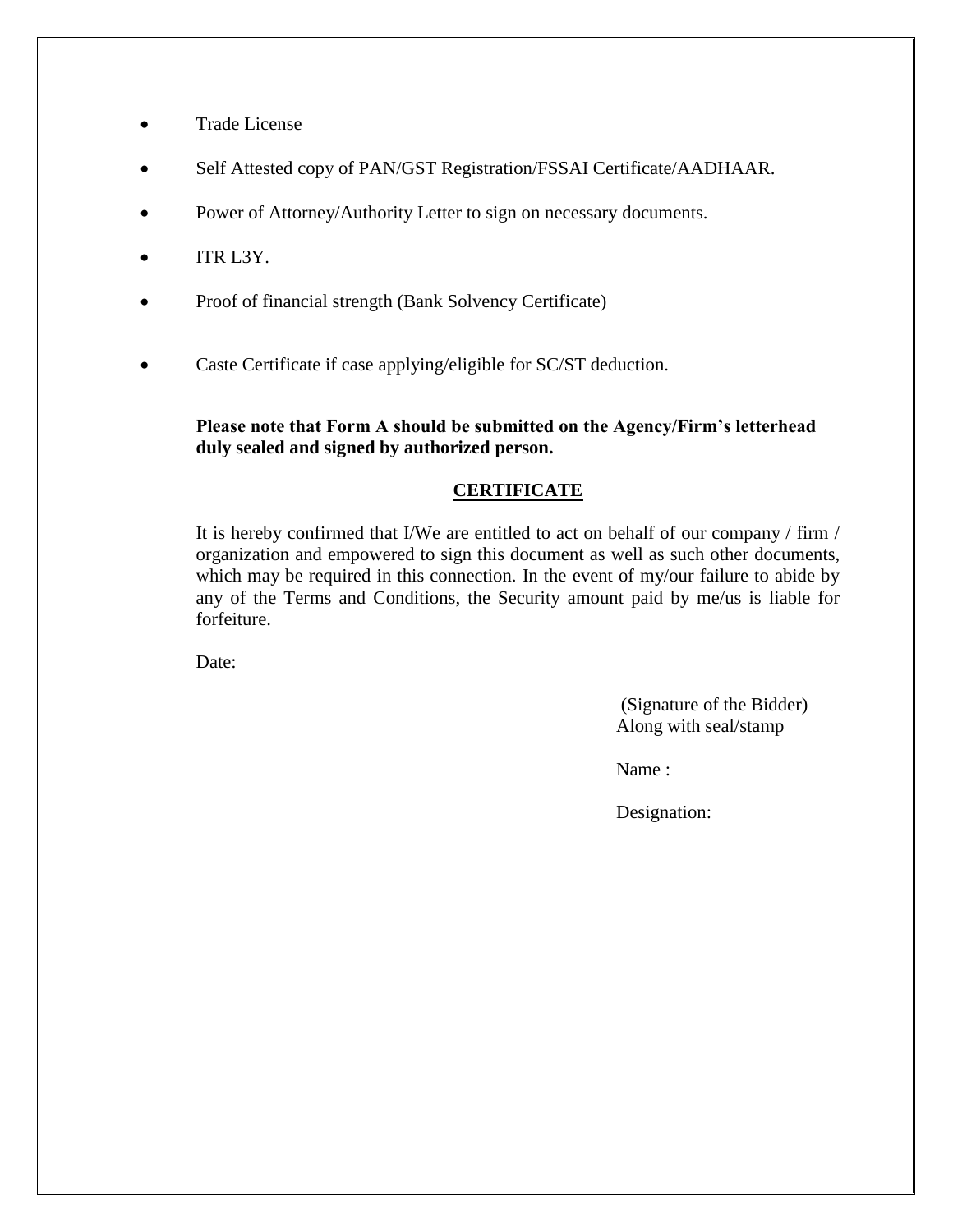- Trade License
- Self Attested copy of PAN/GST Registration/FSSAI Certificate/AADHAAR.
- Power of Attorney/Authority Letter to sign on necessary documents.
- ITR L3Y.
- Proof of financial strength (Bank Solvency Certificate)
- Caste Certificate if case applying/eligible for SC/ST deduction.

**Please note that Form A should be submitted on the Agency/Firm's letterhead duly sealed and signed by authorized person.**

## CERTIFICATE

It is hereby confirmed that I/We are entitled to act on behalf of our company / firm / organization and empowered to sign this document as well as such other documents, which may be required in this connection. In the event of my/our failure to abide by any of the Terms and Conditions, the Security amount paid by me/us is liable for forfeiture.

Date:

(Signature of the Bidder)
Along with seal/stamp

Name :

Designation: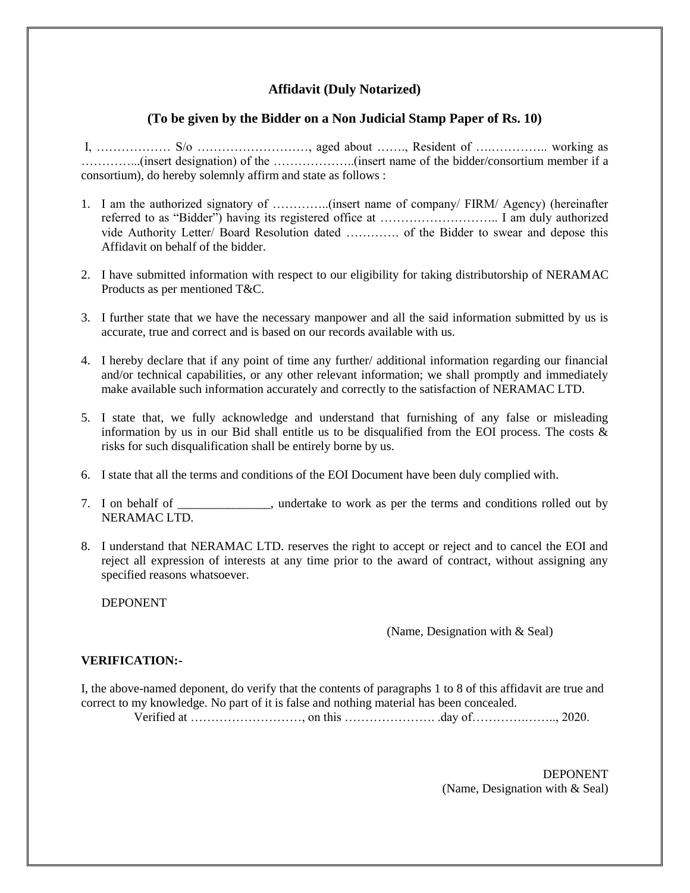**Affidavit (Duly Notarized)**

**(To be given by the Bidder on a Non Judicial Stamp Paper of Rs. 10)**

I, ……………… S/o ………………………, aged about ……., Resident of ….………….. working as …………...(insert designation) of the ………………..(insert name of the bidder/consortium member if a consortium), do hereby solemnly affirm and state as follows :

1. I am the authorized signatory of …………..(insert name of company/ FIRM/ Agency) (hereinafter referred to as "Bidder") having its registered office at ……………………….. I am duly authorized vide Authority Letter/ Board Resolution dated …………. of the Bidder to swear and depose this Affidavit on behalf of the bidder.

2. I have submitted information with respect to our eligibility for taking distributorship of NERAMAC Products as per mentioned T&C.

3. I further state that we have the necessary manpower and all the said information submitted by us is accurate, true and correct and is based on our records available with us.

4. I hereby declare that if any point of time any further/ additional information regarding our financial and/or technical capabilities, or any other relevant information; we shall promptly and immediately make available such information accurately and correctly to the satisfaction of NERAMAC LTD.

5. I state that, we fully acknowledge and understand that furnishing of any false or misleading information by us in our Bid shall entitle us to be disqualified from the EOI process. The costs & risks for such disqualification shall be entirely borne by us.

6. I state that all the terms and conditions of the EOI Document have been duly complied with.

7. I on behalf of _______________, undertake to work as per the terms and conditions rolled out by NERAMAC LTD.

8. I understand that NERAMAC LTD. reserves the right to accept or reject and to cancel the EOI and reject all expression of interests at any time prior to the award of contract, without assigning any specified reasons whatsoever.

DEPONENT

(Name, Designation with & Seal)

**VERIFICATION:-**

I, the above-named deponent, do verify that the contents of paragraphs 1 to 8 of this affidavit are true and correct to my knowledge. No part of it is false and nothing material has been concealed.

Verified at ………………………, on this …………………. .day of………….…….., 2020.

DEPONENT
(Name, Designation with & Seal)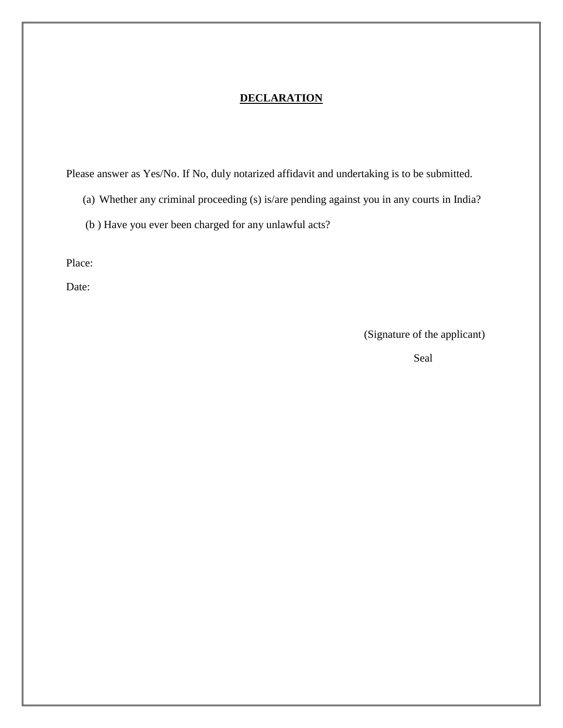## DECLARATION

Please answer as Yes/No. If No, duly notarized affidavit and undertaking is to be submitted.

(a) Whether any criminal proceeding (s) is/are pending against you in any courts in India?

(b ) Have you ever been charged for any unlawful acts?

Place:

Date:

(Signature of the applicant)

Seal